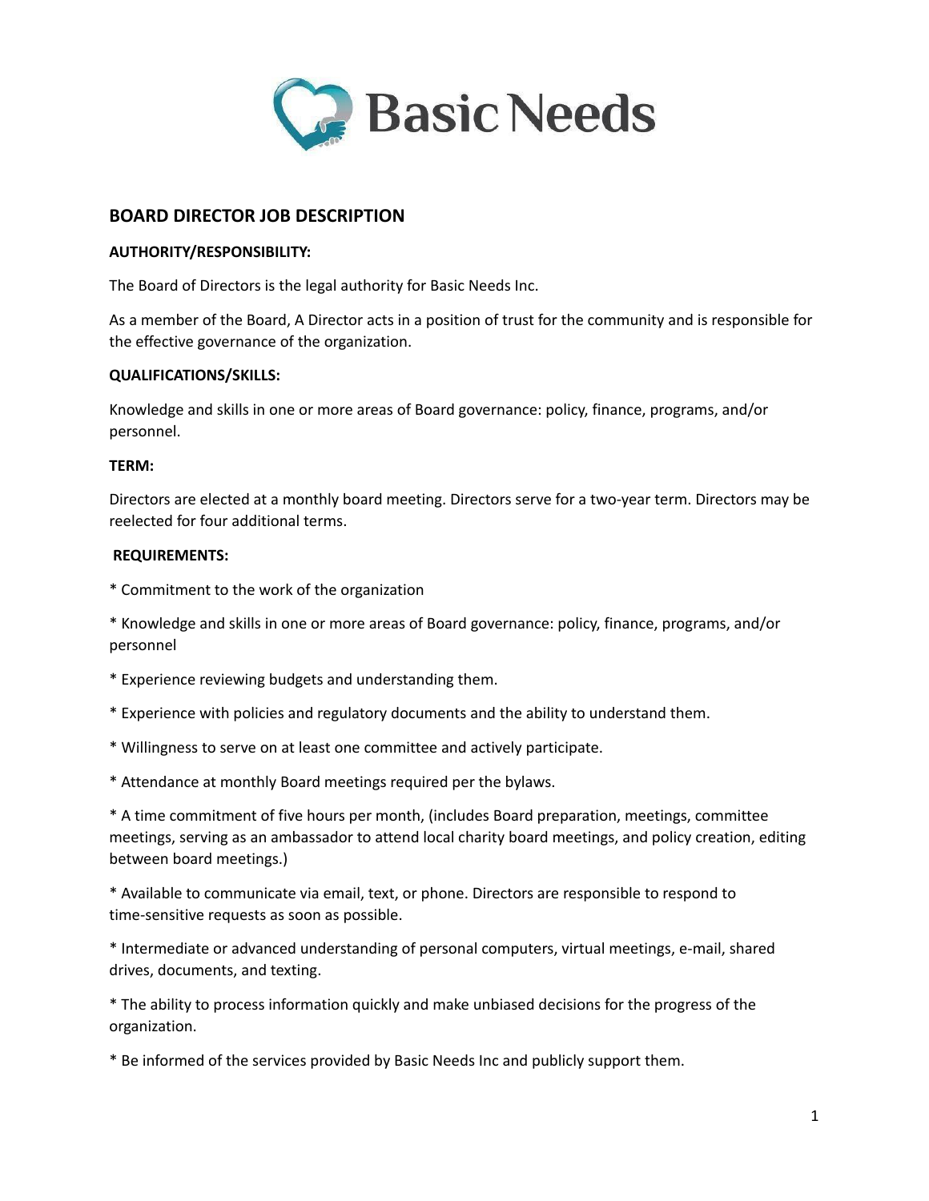Basic Needs

## BOARD DIRECTOR JOB DESCRIPTION

**AUTHORITY/RESPONSIBILITY:**

The Board of Directors is the legal authority for Basic Needs Inc.

As a member of the Board, A Director acts in a position of trust for the community and is responsible for the effective governance of the organization.

**QUALIFICATIONS/SKILLS:**

Knowledge and skills in one or more areas of Board governance: policy, finance, programs, and/or personnel.

**TERM:**

Directors are elected at a monthly board meeting. Directors serve for a two-year term. Directors may be reelected for four additional terms.

**REQUIREMENTS:**

* Commitment to the work of the organization

* Knowledge and skills in one or more areas of Board governance: policy, finance, programs, and/or personnel

* Experience reviewing budgets and understanding them.

* Experience with policies and regulatory documents and the ability to understand them.

* Willingness to serve on at least one committee and actively participate.

* Attendance at monthly Board meetings required per the bylaws.

* A time commitment of five hours per month, (includes Board preparation, meetings, committee meetings, serving as an ambassador to attend local charity board meetings, and policy creation, editing between board meetings.)

* Available to communicate via email, text, or phone. Directors are responsible to respond to time-sensitive requests as soon as possible.

* Intermediate or advanced understanding of personal computers, virtual meetings, e-mail, shared drives, documents, and texting.

* The ability to process information quickly and make unbiased decisions for the progress of the organization.

* Be informed of the services provided by Basic Needs Inc and publicly support them.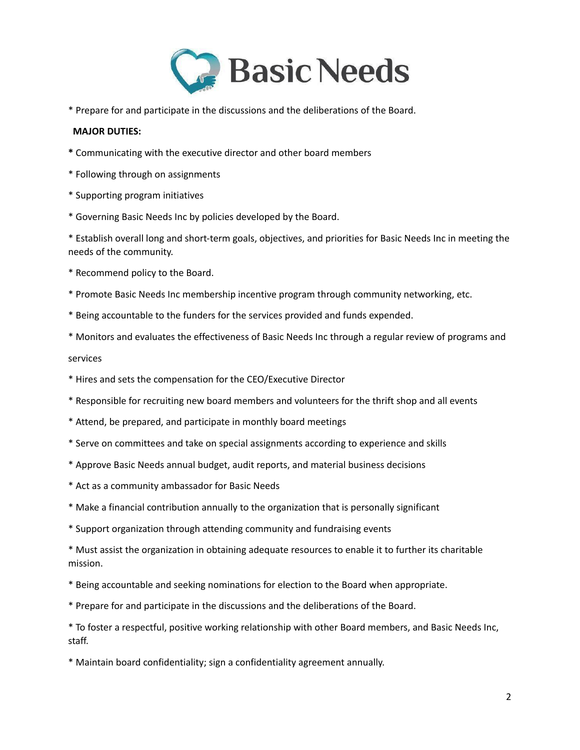* Prepare for and participate in the discussions and the deliberations of the Board.

**MAJOR DUTIES:**

* Communicating with the executive director and other board members

* Following through on assignments

* Supporting program initiatives

* Governing Basic Needs Inc by policies developed by the Board.

* Establish overall long and short-term goals, objectives, and priorities for Basic Needs Inc in meeting the needs of the community.

* Recommend policy to the Board.

* Promote Basic Needs Inc membership incentive program through community networking, etc.

* Being accountable to the funders for the services provided and funds expended.

* Monitors and evaluates the effectiveness of Basic Needs Inc through a regular review of programs and services

* Hires and sets the compensation for the CEO/Executive Director

* Responsible for recruiting new board members and volunteers for the thrift shop and all events

* Attend, be prepared, and participate in monthly board meetings

* Serve on committees and take on special assignments according to experience and skills

* Approve Basic Needs annual budget, audit reports, and material business decisions

* Act as a community ambassador for Basic Needs

* Make a financial contribution annually to the organization that is personally significant

* Support organization through attending community and fundraising events

* Must assist the organization in obtaining adequate resources to enable it to further its charitable mission.

* Being accountable and seeking nominations for election to the Board when appropriate.

* Prepare for and participate in the discussions and the deliberations of the Board.

* To foster a respectful, positive working relationship with other Board members, and Basic Needs Inc, staff.

* Maintain board confidentiality; sign a confidentiality agreement annually.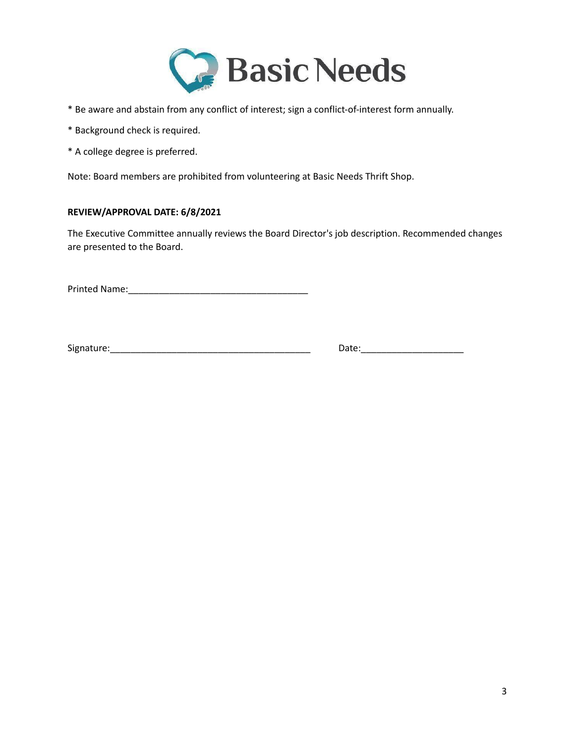Basic Needs

* Be aware and abstain from any conflict of interest; sign a conflict-of-interest form annually.

* Background check is required.

* A college degree is preferred.

Note: Board members are prohibited from volunteering at Basic Needs Thrift Shop.

**REVIEW/APPROVAL DATE: 6/8/2021**

The Executive Committee annually reviews the Board Director's job description. Recommended changes are presented to the Board.

Printed Name:___________________________________

Signature:_______________________________________ Date:____________________